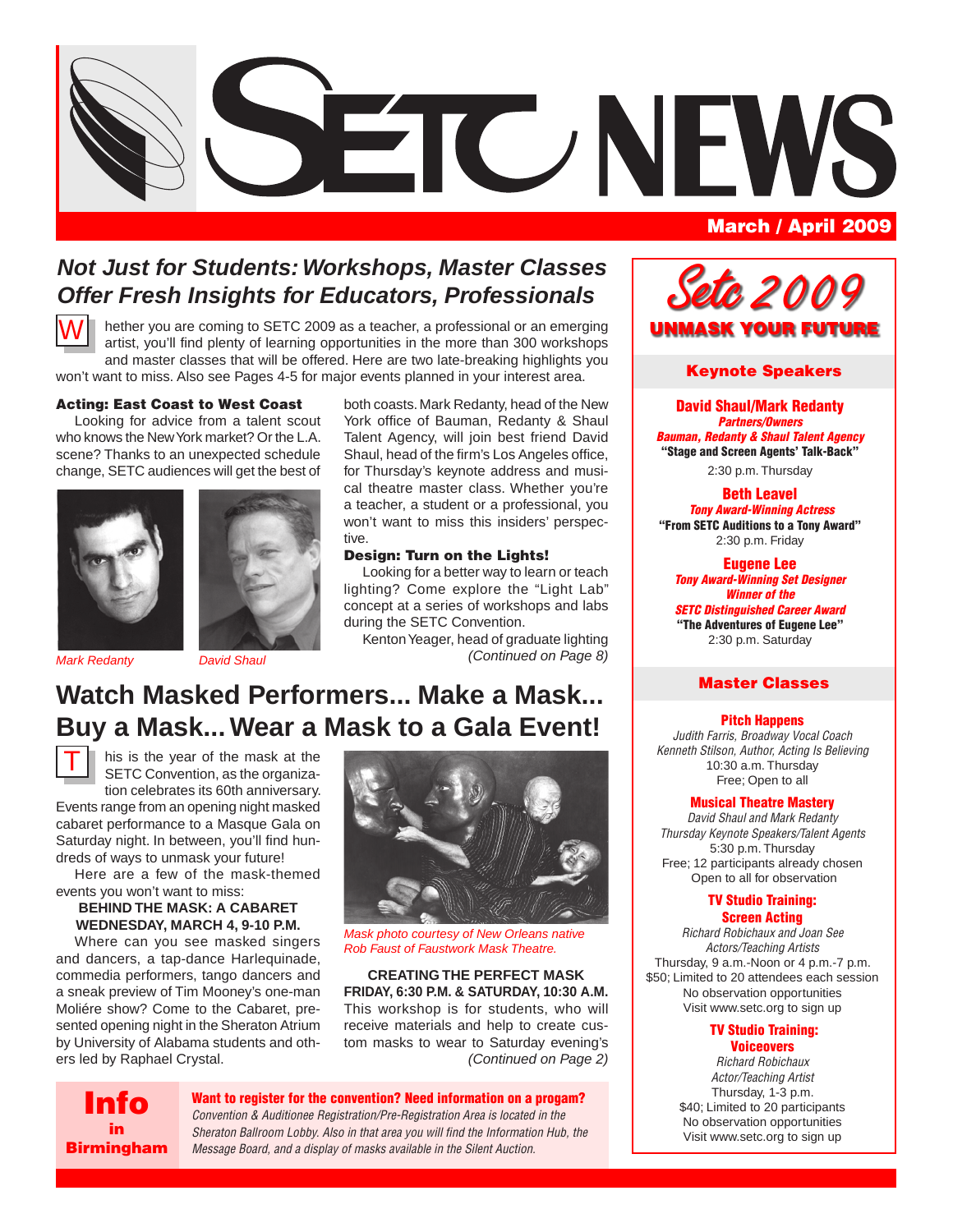# SETC NEWS

**March / April 2009**

## Not Just for Students: Workshops, Master Classes Offer Fresh Insights for Educators, Professionals

Whether you are coming to SETC 2009 as a teacher, a professional or an emerging artist, you'll find plenty of learning opportunities in the more than 300 workshops and master classes that will be offered. Here are two late-breaking highlights you won't want to miss. Also see Pages 4-5 for major events planned in your interest area.

**Acting: East Coast to West Coast**

Looking for advice from a talent scout who knows the New York market? Or the L.A. scene? Thanks to an unexpected schedule change, SETC audiences will get the best of both coasts. Mark Redanty, head of the New York office of Bauman, Redanty & Shaul Talent Agency, will join best friend David Shaul, head of the firm's Los Angeles office, for Thursday's keynote address and musical theatre master class. Whether you're a teacher, a student or a professional, you won't want to miss this insiders' perspective.

*Mark Redanty* *David Shaul*

**Design: Turn on the Lights!**

Looking for a better way to learn or teach lighting? Come explore the "Light Lab" concept at a series of workshops and labs during the SETC Convention.

Kenton Yeager, head of graduate lighting *(Continued on Page 8)*

## Watch Masked Performers... Make a Mask... Buy a Mask... Wear a Mask to a Gala Event!

This is the year of the mask at the SETC Convention, as the organization celebrates its 60th anniversary. Events range from an opening night masked cabaret performance to a Masque Gala on Saturday night. In between, you'll find hundreds of ways to unmask your future!

Here are a few of the mask-themed events you won't want to miss:

**BEHIND THE MASK: A CABARET**
**WEDNESDAY, MARCH 4, 9-10 P.M.**

Where can you see masked singers and dancers, a tap-dance Harlequinade, commedia performers, tango dancers and a sneak preview of Tim Mooney's one-man Moliére show? Come to the Cabaret, presented opening night in the Sheraton Atrium by University of Alabama students and others led by Raphael Crystal.

*Mask photo courtesy of New Orleans native Rob Faust of Faustwork Mask Theatre.*

**CREATING THE PERFECT MASK**
**FRIDAY, 6:30 P.M. & SATURDAY, 10:30 A.M.**

This workshop is for students, who will receive materials and help to create custom masks to wear to Saturday evening's *(Continued on Page 2)*

**Info in Birmingham**

**Want to register for the convention? Need information on a progam?**
*Convention & Auditionee Registration/Pre-Registration Area is located in the Sheraton Ballroom Lobby. Also in that area you will find the Information Hub, the Message Board, and a display of masks available in the Silent Auction.*

---

## Setc 2009
**UNMASK YOUR FUTURE**

### Keynote Speakers

**David Shaul/Mark Redanty**
***Partners/Owners***
***Bauman, Redanty & Shaul Talent Agency***
**"Stage and Screen Agents' Talk-Back"**
2:30 p.m. Thursday

**Beth Leavel**
***Tony Award-Winning Actress***
**"From SETC Auditions to a Tony Award"**
2:30 p.m. Friday

**Eugene Lee**
***Tony Award-Winning Set Designer***
***Winner of the***
***SETC Distinguished Career Award***
**"The Adventures of Eugene Lee"**
2:30 p.m. Saturday

### Master Classes

**Pitch Happens**
*Judith Farris, Broadway Vocal Coach*
*Kenneth Stilson, Author, Acting Is Believing*
10:30 a.m. Thursday
Free; Open to all

**Musical Theatre Mastery**
*David Shaul and Mark Redanty*
*Thursday Keynote Speakers/Talent Agents*
5:30 p.m. Thursday
Free; 12 participants already chosen
Open to all for observation

**TV Studio Training: Screen Acting**
*Richard Robichaux and Joan See*
*Actors/Teaching Artists*
Thursday, 9 a.m.-Noon or 4 p.m.-7 p.m.
$50; Limited to 20 attendees each session
No observation opportunities
Visit www.setc.org to sign up

**TV Studio Training: Voiceovers**
*Richard Robichaux*
*Actor/Teaching Artist*
Thursday, 1-3 p.m.
$40; Limited to 20 participants
No observation opportunities
Visit www.setc.org to sign up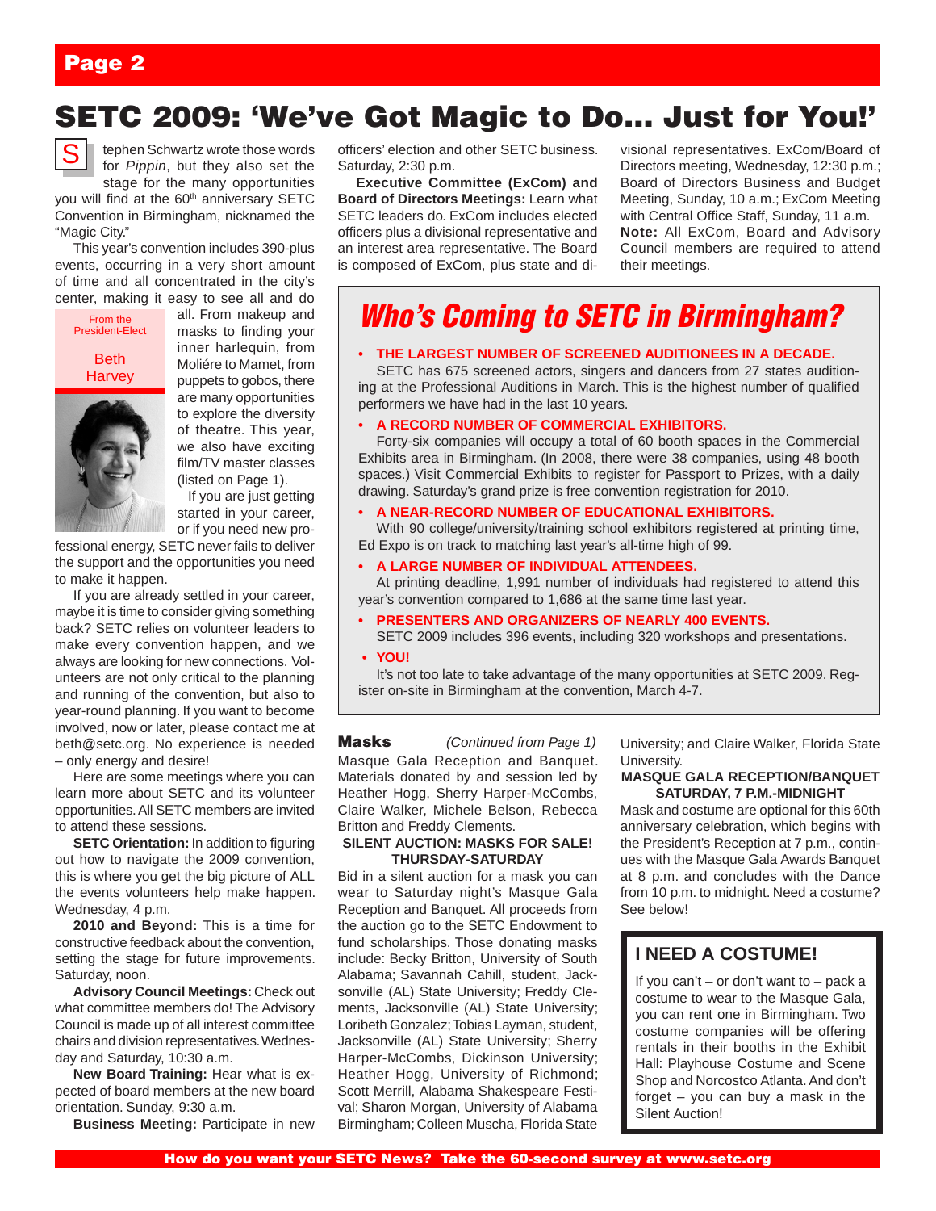# SETC 2009: 'We've Got Magic to Do... Just for You!'

From the President-Elect

Beth Harvey

Stephen Schwartz wrote those words for *Pippin*, but they also set the stage for the many opportunities you will find at the 60th anniversary SETC Convention in Birmingham, nicknamed the "Magic City."

This year's convention includes 390-plus events, occurring in a very short amount of time and all concentrated in the city's center, making it easy to see all and do all. From makeup and masks to finding your inner harlequin, from Moliére to Mamet, from puppets to gobos, there are many opportunities to explore the diversity of theatre. This year, we also have exciting film/TV master classes (listed on Page 1).

If you are just getting started in your career, or if you need new professional energy, SETC never fails to deliver the support and the opportunities you need to make it happen.

If you are already settled in your career, maybe it is time to consider giving something back? SETC relies on volunteer leaders to make every convention happen, and we always are looking for new connections. Volunteers are not only critical to the planning and running of the convention, but also to year-round planning. If you want to become involved, now or later, please contact me at beth@setc.org. No experience is needed – only energy and desire!

Here are some meetings where you can learn more about SETC and its volunteer opportunities. All SETC members are invited to attend these sessions.

**SETC Orientation:** In addition to figuring out how to navigate the 2009 convention, this is where you get the big picture of ALL the events volunteers help make happen. Wednesday, 4 p.m.

**2010 and Beyond:** This is a time for constructive feedback about the convention, setting the stage for future improvements. Saturday, noon.

**Advisory Council Meetings:** Check out what committee members do! The Advisory Council is made up of all interest committee chairs and division representatives. Wednesday and Saturday, 10:30 a.m.

**New Board Training:** Hear what is expected of board members at the new board orientation. Sunday, 9:30 a.m.

**Business Meeting:** Participate in new officers' election and other SETC business. Saturday, 2:30 p.m.

**Executive Committee (ExCom) and Board of Directors Meetings:** Learn what SETC leaders do. ExCom includes elected officers plus a divisional representative and an interest area representative. The Board is composed of ExCom, plus state and divisional representatives. ExCom/Board of Directors meeting, Wednesday, 12:30 p.m.; Board of Directors Business and Budget Meeting, Sunday, 10 a.m.; ExCom Meeting with Central Office Staff, Sunday, 11 a.m. **Note:** All ExCom, Board and Advisory Council members are required to attend their meetings.

## Who's Coming to SETC in Birmingham?

- **THE LARGEST NUMBER OF SCREENED AUDITIONEES IN A DECADE.**
  SETC has 675 screened actors, singers and dancers from 27 states auditioning at the Professional Auditions in March. This is the highest number of qualified performers we have had in the last 10 years.
- **A RECORD NUMBER OF COMMERCIAL EXHIBITORS.**
  Forty-six companies will occupy a total of 60 booth spaces in the Commercial Exhibits area in Birmingham. (In 2008, there were 38 companies, using 48 booth spaces.) Visit Commercial Exhibits to register for Passport to Prizes, with a daily drawing. Saturday's grand prize is free convention registration for 2010.
- **A NEAR-RECORD NUMBER OF EDUCATIONAL EXHIBITORS.**
  With 90 college/university/training school exhibitors registered at printing time, Ed Expo is on track to matching last year's all-time high of 99.
- **A LARGE NUMBER OF INDIVIDUAL ATTENDEES.**
  At printing deadline, 1,991 number of individuals had registered to attend this year's convention compared to 1,686 at the same time last year.
- **PRESENTERS AND ORGANIZERS OF NEARLY 400 EVENTS.**
  SETC 2009 includes 396 events, including 320 workshops and presentations.
- **YOU!**
  It's not too late to take advantage of the many opportunities at SETC 2009. Register on-site in Birmingham at the convention, March 4-7.

## Masks

*(Continued from Page 1)*

Masque Gala Reception and Banquet. Materials donated by and session led by Heather Hogg, Sherry Harper-McCombs, Claire Walker, Michele Belson, Rebecca Britton and Freddy Clements.

**SILENT AUCTION: MASKS FOR SALE! THURSDAY-SATURDAY**

Bid in a silent auction for a mask you can wear to Saturday night's Masque Gala Reception and Banquet. All proceeds from the auction go to the SETC Endowment to fund scholarships. Those donating masks include: Becky Britton, University of South Alabama; Savannah Cahill, student, Jacksonville (AL) State University; Freddy Clements, Jacksonville (AL) State University; Loribeth Gonzalez; Tobias Layman, student, Jacksonville (AL) State University; Sherry Harper-McCombs, Dickinson University; Heather Hogg, University of Richmond; Scott Merrill, Alabama Shakespeare Festival; Sharon Morgan, University of Alabama Birmingham; Colleen Muscha, Florida State University; and Claire Walker, Florida State University.

**MASQUE GALA RECEPTION/BANQUET SATURDAY, 7 P.M.-MIDNIGHT**

Mask and costume are optional for this 60th anniversary celebration, which begins with the President's Reception at 7 p.m., continues with the Masque Gala Awards Banquet at 8 p.m. and concludes with the Dance from 10 p.m. to midnight. Need a costume? See below!

### I NEED A COSTUME!

If you can't – or don't want to – pack a costume to wear to the Masque Gala, you can rent one in Birmingham. Two costume companies will be offering rentals in their booths in the Exhibit Hall: Playhouse Costume and Scene Shop and Norcostco Atlanta. And don't forget – you can buy a mask in the Silent Auction!

**How do you want your SETC News? Take the 60-second survey at www.setc.org**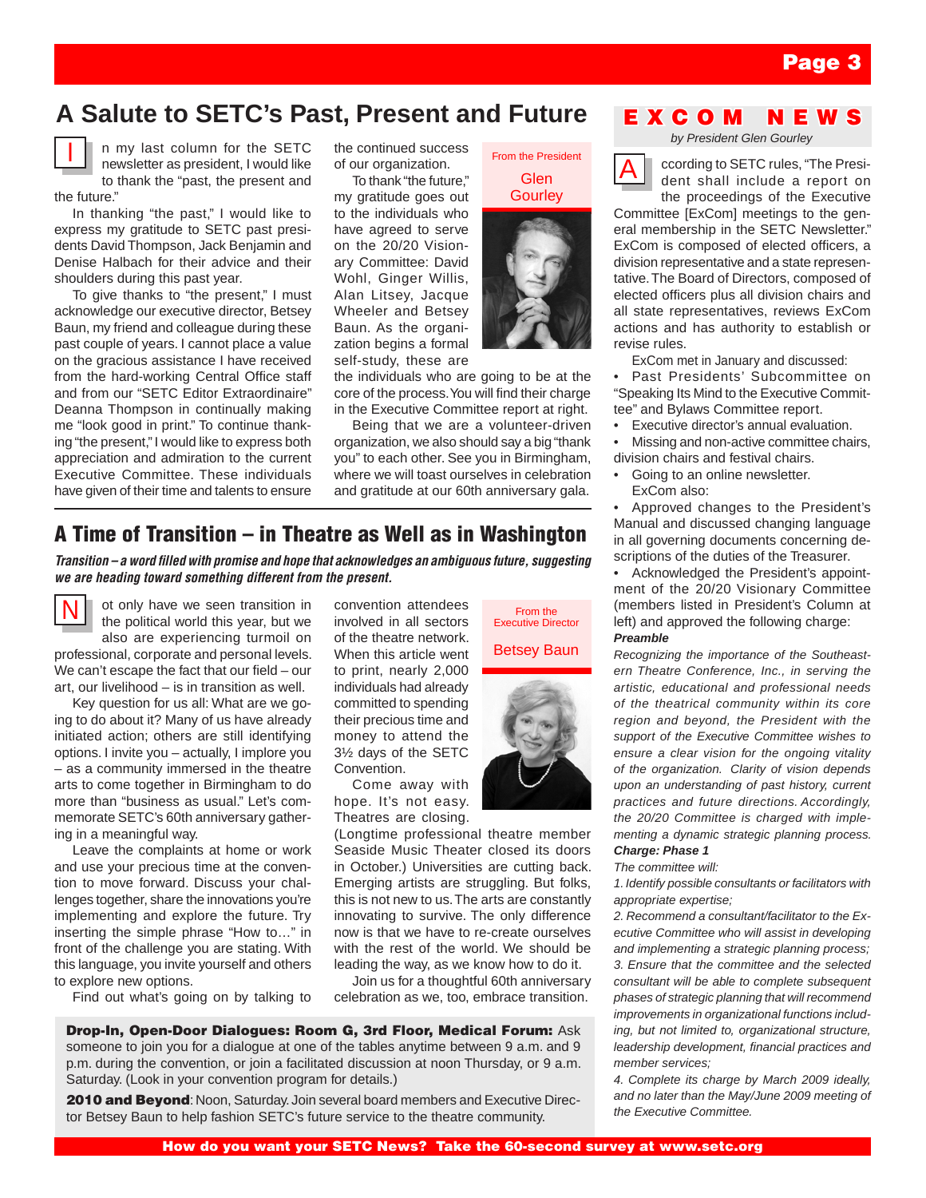# A Salute to SETC's Past, Present and Future

From the President

Glen Gourley

In my last column for the SETC newsletter as president, I would like to thank the "past, the present and the future."

In thanking "the past," I would like to express my gratitude to SETC past presidents David Thompson, Jack Benjamin and Denise Halbach for their advice and their shoulders during this past year.

To give thanks to "the present," I must acknowledge our executive director, Betsey Baun, my friend and colleague during these past couple of years. I cannot place a value on the gracious assistance I have received from the hard-working Central Office staff and from our "SETC Editor Extraordinaire" Deanna Thompson in continually making me "look good in print." To continue thanking "the present," I would like to express both appreciation and admiration to the current Executive Committee. These individuals have given of their time and talents to ensure the continued success of our organization.

To thank "the future," my gratitude goes out to the individuals who have agreed to serve on the 20/20 Visionary Committee: David Wohl, Ginger Willis, Alan Litsey, Jacque Wheeler and Betsey Baun. As the organization begins a formal self-study, these are the individuals who are going to be at the core of the process. You will find their charge in the Executive Committee report at right.

Being that we are a volunteer-driven organization, we also should say a big "thank you" to each other. See you in Birmingham, where we will toast ourselves in celebration and gratitude at our 60th anniversary gala.

# A Time of Transition – in Theatre as Well as in Washington

***Transition – a word filled with promise and hope that acknowledges an ambiguous future, suggesting we are heading toward something different from the present.***

From the Executive Director

Betsey Baun

Not only have we seen transition in the political world this year, but we also are experiencing turmoil on professional, corporate and personal levels. We can't escape the fact that our field – our art, our livelihood – is in transition as well.

Key question for us all: What are we going to do about it? Many of us have already initiated action; others are still identifying options. I invite you – actually, I implore you – as a community immersed in the theatre arts to come together in Birmingham to do more than "business as usual." Let's commemorate SETC's 60th anniversary gathering in a meaningful way.

Leave the complaints at home or work and use your precious time at the convention to move forward. Discuss your challenges together, share the innovations you're implementing and explore the future. Try inserting the simple phrase "How to…" in front of the challenge you are stating. With this language, you invite yourself and others to explore new options.

Find out what's going on by talking to convention attendees involved in all sectors of the theatre network. When this article went to print, nearly 2,000 individuals had already committed to spending their precious time and money to attend the 3½ days of the SETC Convention.

Come away with hope. It's not easy. Theatres are closing. (Longtime professional theatre member Seaside Music Theater closed its doors in October.) Universities are cutting back. Emerging artists are struggling. But folks, this is not new to us. The arts are constantly innovating to survive. The only difference now is that we have to re-create ourselves with the rest of the world. We should be leading the way, as we know how to do it.

Join us for a thoughtful 60th anniversary celebration as we, too, embrace transition.

**Drop-In, Open-Door Dialogues: Room G, 3rd Floor, Medical Forum:** Ask someone to join you for a dialogue at one of the tables anytime between 9 a.m. and 9 p.m. during the convention, or join a facilitated discussion at noon Thursday, or 9 a.m. Saturday. (Look in your convention program for details.)

**2010 and Beyond**: Noon, Saturday. Join several board members and Executive Director Betsey Baun to help fashion SETC's future service to the theatre community.

# EXCOM NEWS

*by President Glen Gourley*

According to SETC rules, "The President shall include a report on the proceedings of the Executive Committee [ExCom] meetings to the general membership in the SETC Newsletter." ExCom is composed of elected officers, a division representative and a state representative. The Board of Directors, composed of elected officers plus all division chairs and all state representatives, reviews ExCom actions and has authority to establish or revise rules.

ExCom met in January and discussed:

- Past Presidents' Subcommittee on "Speaking Its Mind to the Executive Committee" and Bylaws Committee report.
- Executive director's annual evaluation.
- Missing and non-active committee chairs, division chairs and festival chairs.
- Going to an online newsletter.

ExCom also:

- Approved changes to the President's Manual and discussed changing language in all governing documents concerning descriptions of the duties of the Treasurer.
- Acknowledged the President's appointment of the 20/20 Visionary Committee (members listed in President's Column at left) and approved the following charge:

***Preamble***

*Recognizing the importance of the Southeastern Theatre Conference, Inc., in serving the artistic, educational and professional needs of the theatrical community within its core region and beyond, the President with the support of the Executive Committee wishes to ensure a clear vision for the ongoing vitality of the organization. Clarity of vision depends upon an understanding of past history, current practices and future directions. Accordingly, the 20/20 Committee is charged with implementing a dynamic strategic planning process.*

***Charge: Phase 1***

*The committee will:*

*1. Identify possible consultants or facilitators with appropriate expertise;*

*2. Recommend a consultant/facilitator to the Executive Committee who will assist in developing and implementing a strategic planning process;*

*3. Ensure that the committee and the selected consultant will be able to complete subsequent phases of strategic planning that will recommend improvements in organizational functions including, but not limited to, organizational structure, leadership development, financial practices and member services;*

*4. Complete its charge by March 2009 ideally, and no later than the May/June 2009 meeting of the Executive Committee.*

**How do you want your SETC News? Take the 60-second survey at www.setc.org**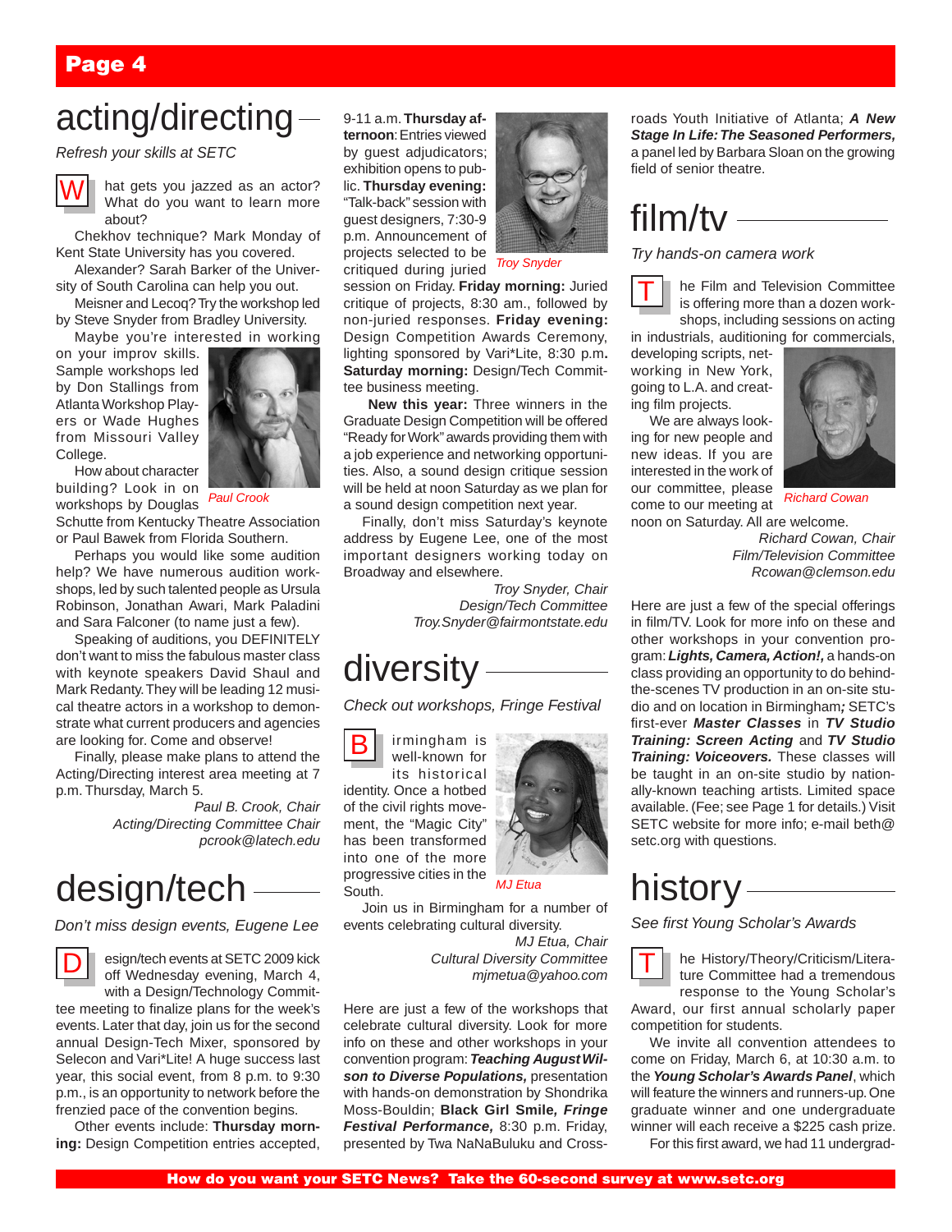## acting/directing

*Refresh your skills at SETC*

What gets you jazzed as an actor? What do you want to learn more about?

Chekhov technique? Mark Monday of Kent State University has you covered.

Alexander? Sarah Barker of the University of South Carolina can help you out.

Meisner and Lecoq? Try the workshop led by Steve Snyder from Bradley University.

Maybe you're interested in working on your improv skills. Sample workshops led by Don Stallings from Atlanta Workshop Players or Wade Hughes from Missouri Valley College.

*Paul Crook*

How about character building? Look in on workshops by Douglas Schutte from Kentucky Theatre Association or Paul Bawek from Florida Southern.

Perhaps you would like some audition help? We have numerous audition workshops, led by such talented people as Ursula Robinson, Jonathan Awari, Mark Paladini and Sara Falconer (to name just a few).

Speaking of auditions, you DEFINITELY don't want to miss the fabulous master class with keynote speakers David Shaul and Mark Redanty. They will be leading 12 musical theatre actors in a workshop to demonstrate what current producers and agencies are looking for. Come and observe!

Finally, please make plans to attend the Acting/Directing interest area meeting at 7 p.m. Thursday, March 5.

*Paul B. Crook, Chair*
*Acting/Directing Committee Chair*
*pcrook@latech.edu*

## design/tech

*Don't miss design events, Eugene Lee*

Design/tech events at SETC 2009 kick off Wednesday evening, March 4, with a Design/Technology Committee meeting to finalize plans for the week's events. Later that day, join us for the second annual Design-Tech Mixer, sponsored by Selecon and Vari*Lite! A huge success last year, this social event, from 8 p.m. to 9:30 p.m., is an opportunity to network before the frenzied pace of the convention begins.

Other events include: **Thursday morning:** Design Competition entries accepted, 9-11 a.m. **Thursday afternoon**: Entries viewed by guest adjudicators; exhibition opens to public. **Thursday evening:** "Talk-back" session with guest designers, 7:30-9 p.m. Announcement of projects selected to be critiqued during juried session on Friday. **Friday morning:** Juried critique of projects, 8:30 am., followed by non-juried responses. **Friday evening:** Design Competition Awards Ceremony, lighting sponsored by Vari*Lite, 8:30 p.m. **Saturday morning:** Design/Tech Committee business meeting.

*Troy Snyder*

**New this year:** Three winners in the Graduate Design Competition will be offered "Ready for Work" awards providing them with a job experience and networking opportunities. Also, a sound design critique session will be held at noon Saturday as we plan for a sound design competition next year.

Finally, don't miss Saturday's keynote address by Eugene Lee, one of the most important designers working today on Broadway and elsewhere.

*Troy Snyder, Chair*
*Design/Tech Committee*
*Troy.Snyder@fairmontstate.edu*

## diversity

*Check out workshops, Fringe Festival*

Birmingham is well-known for its historical identity. Once a hotbed of the civil rights movement, the "Magic City" has been transformed into one of the more progressive cities in the South.

*MJ Etua*

Join us in Birmingham for a number of events celebrating cultural diversity.

*MJ Etua, Chair*
*Cultural Diversity Committee*
*mjmetua@yahoo.com*

Here are just a few of the workshops that celebrate cultural diversity. Look for more info on these and other workshops in your convention program: ***Teaching August Wilson to Diverse Populations,*** presentation with hands-on demonstration by Shondrika Moss-Bouldin; **Black Girl Smile,** ***Fringe Festival Performance,*** 8:30 p.m. Friday, presented by Twa NaNaBuluku and Crossroads Youth Initiative of Atlanta; ***A New Stage In Life: The Seasoned Performers,*** a panel led by Barbara Sloan on the growing field of senior theatre.

## film/tv

*Try hands-on camera work*

The Film and Television Committee is offering more than a dozen workshops, including sessions on acting in industrials, auditioning for commercials, developing scripts, networking in New York, going to L.A. and creating film projects.

We are always looking for new people and new ideas. If you are interested in the work of our committee, please come to our meeting at noon on Saturday. All are welcome.

*Richard Cowan*

*Richard Cowan, Chair*
*Film/Television Committee*
*Rcowan@clemson.edu*

Here are just a few of the special offerings in film/TV. Look for more info on these and other workshops in your convention program: ***Lights, Camera, Action!,*** a hands-on class providing an opportunity to do behind-the-scenes TV production in an on-site studio and on location in Birmingham; SETC's first-ever ***Master Classes*** in ***TV Studio Training: Screen Acting*** and ***TV Studio Training: Voiceovers.*** These classes will be taught in an on-site studio by nationally-known teaching artists. Limited space available. (Fee; see Page 1 for details.) Visit SETC website for more info; e-mail beth@setc.org with questions.

## history

*See first Young Scholar's Awards*

The History/Theory/Criticism/Literature Committee had a tremendous response to the Young Scholar's Award, our first annual scholarly paper competition for students.

We invite all convention attendees to come on Friday, March 6, at 10:30 a.m. to the ***Young Scholar's Awards Panel***, which will feature the winners and runners-up. One graduate winner and one undergraduate winner will each receive a $225 cash prize.

For this first award, we had 11 undergrad-

**How do you want your SETC News? Take the 60-second survey at www.setc.org**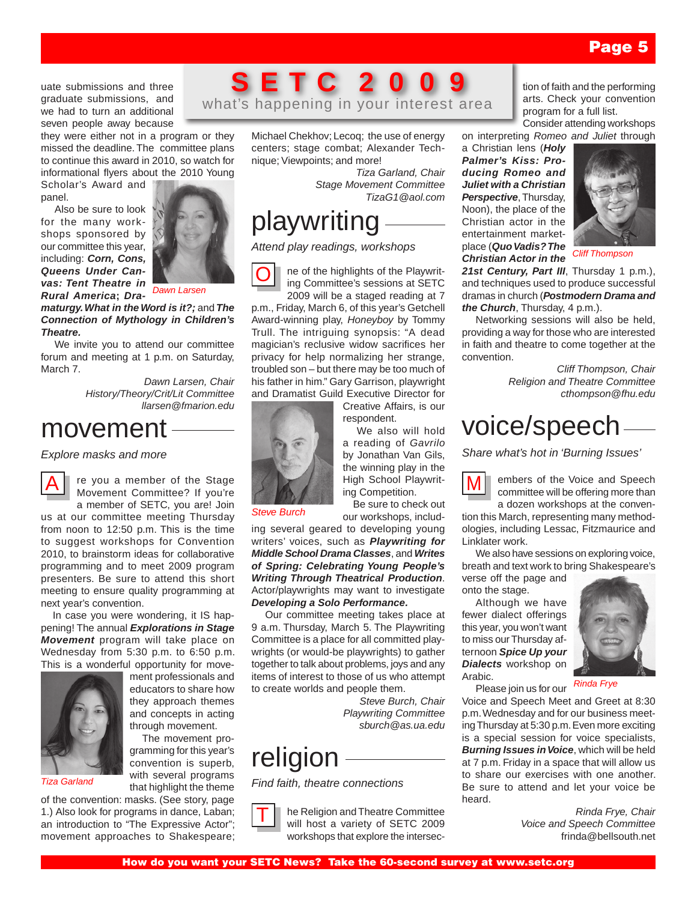# SETC 2009

what's happening in your interest area

uate submissions and three graduate submissions, and we had to turn an additional seven people away because they were either not in a program or they missed the deadline. The committee plans to continue this award in 2010, so watch for informational flyers about the 2010 Young Scholar's Award and panel.

Also be sure to look for the many workshops sponsored by our committee this year, including: ***Corn, Cons, Queens Under Canvas: Tent Theatre in Rural America***; ***Dramaturgy. What in the Word is it?;*** and ***The Connection of Mythology in Children's Theatre.***

Dawn Larsen

We invite you to attend our committee forum and meeting at 1 p.m. on Saturday, March 7.

*Dawn Larsen, Chair*
*History/Theory/Crit/Lit Committee*
*llarsen@fmarion.edu*

## movement

*Explore masks and more*

Are you a member of the Stage Movement Committee? If you're a member of SETC, you are! Join us at our committee meeting Thursday from noon to 12:50 p.m. This is the time to suggest workshops for Convention 2010, to brainstorm ideas for collaborative programming and to meet 2009 program presenters. Be sure to attend this short meeting to ensure quality programming at next year's convention.

In case you were wondering, it IS happening! The annual ***Explorations in Stage Movement*** program will take place on Wednesday from 5:30 p.m. to 6:50 p.m. This is a wonderful opportunity for movement professionals and educators to share how they approach themes and concepts in acting through movement.

Tiza Garland

The movement programming for this year's convention is superb, with several programs that highlight the theme of the convention: masks. (See story, page 1.) Also look for programs in dance, Laban; an introduction to "The Expressive Actor"; movement approaches to Shakespeare; Michael Chekhov; Lecoq; the use of energy centers; stage combat; Alexander Technique; Viewpoints; and more!

*Tiza Garland, Chair*
*Stage Movement Committee*
*TizaG1@aol.com*

## playwriting

*Attend play readings, workshops*

One of the highlights of the Playwriting Committee's sessions at SETC 2009 will be a staged reading at 7 p.m., Friday, March 6, of this year's Getchell Award-winning play, *Honeyboy* by Tommy Trull. The intriguing synopsis: "A dead magician's reclusive widow sacrifices her privacy for help normalizing her strange, troubled son – but there may be too much of his father in him." Gary Garrison, playwright and Dramatist Guild Executive Director for Creative Affairs, is our respondent.

We also will hold a reading of *Gavrilo* by Jonathan Van Gils, the winning play in the High School Playwriting Competition.

Steve Burch

Be sure to check out our workshops, including several geared to developing young writers' voices, such as ***Playwriting for Middle School Drama Classes***, and ***Writes of Spring: Celebrating Young People's Writing Through Theatrical Production***. Actor/playwrights may want to investigate ***Developing a Solo Performance.***

Our committee meeting takes place at 9 a.m. Thursday, March 5. The Playwriting Committee is a place for all committed playwrights (or would-be playwrights) to gather together to talk about problems, joys and any items of interest to those of us who attempt to create worlds and people them.

*Steve Burch, Chair*
*Playwriting Committee*
*sburch@as.ua.edu*

## religion

*Find faith, theatre connections*

The Religion and Theatre Committee will host a variety of SETC 2009 workshops that explore the intersection of faith and the performing arts. Check your convention program for a full list.

Consider attending workshops on interpreting *Romeo and Juliet* through a Christian lens (***Holy Palmer's Kiss: Producing Romeo and Juliet with a Christian Perspective***, Thursday, Noon), the place of the Christian actor in the entertainment marketplace (***Quo Vadis? The Christian Actor in the 21st Century, Part III***, Thursday 1 p.m.), and techniques used to produce successful dramas in church (***Postmodern Drama and the Church***, Thursday, 4 p.m.).

Cliff Thompson

Networking sessions will also be held, providing a way for those who are interested in faith and theatre to come together at the convention.

*Cliff Thompson, Chair*
*Religion and Theatre Committee*
*cthompson@fhu.edu*

## voice/speech

*Share what's hot in 'Burning Issues'*

Members of the Voice and Speech committee will be offering more than a dozen workshops at the convention this March, representing many methodologies, including Lessac, Fitzmaurice and Linklater work.

We also have sessions on exploring voice, breath and text work to bring Shakespeare's verse off the page and onto the stage.

Although we have fewer dialect offerings this year, you won't want to miss our Thursday afternoon ***Spice Up your Dialects*** workshop on Arabic.

Rinda Frye

Please join us for our Voice and Speech Meet and Greet at 8:30 p.m. Wednesday and for our business meeting Thursday at 5:30 p.m. Even more exciting is a special session for voice specialists, ***Burning Issues in Voice***, which will be held at 7 p.m. Friday in a space that will allow us to share our exercises with one another. Be sure to attend and let your voice be heard.

*Rinda Frye, Chair*
*Voice and Speech Committee*
*frinda@bellsouth.net*

**How do you want your SETC News? Take the 60-second survey at www.setc.org**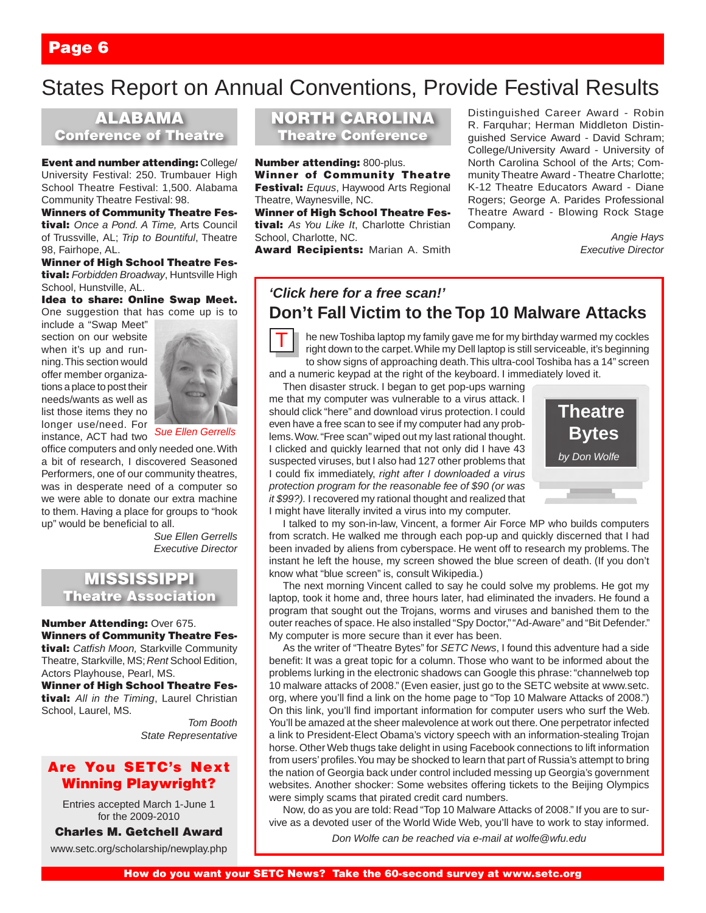# States Report on Annual Conventions, Provide Festival Results

## ALABAMA Conference of Theatre

**Event and number attending:** College/University Festival: 250. Trumbauer High School Theatre Festival: 1,500. Alabama Community Theatre Festival: 98.

**Winners of Community Theatre Festival:** *Once a Pond. A Time,* Arts Council of Trussville, AL; *Trip to Bountiful*, Theatre 98, Fairhope, AL.

**Winner of High School Theatre Festival:** *Forbidden Broadway*, Huntsville High School, Hunstville, AL.

**Idea to share: Online Swap Meet.** One suggestion that has come up is to include a "Swap Meet" section on our website when it's up and running. This section would offer member organizations a place to post their needs/wants as well as list those items they no longer use/need. For instance, ACT had two office computers and only needed one. With a bit of research, I discovered Seasoned Performers, one of our community theatres, was in desperate need of a computer so we were able to donate our extra machine to them. Having a place for groups to "hook up" would be beneficial to all.

*Sue Ellen Gerrells*

*Sue Ellen Gerrells*
*Executive Director*

## MISSISSIPPI Theatre Association

**Number Attending:** Over 675.

**Winners of Community Theatre Festival:** *Catfish Moon,* Starkville Community Theatre, Starkville, MS; *Rent* School Edition, Actors Playhouse, Pearl, MS.

**Winner of High School Theatre Festival:** *All in the Timing*, Laurel Christian School, Laurel, MS.

*Tom Booth*
*State Representative*

## Are You SETC's Next Winning Playwright?

Entries accepted March 1-June 1 for the 2009-2010

**Charles M. Getchell Award**

www.setc.org/scholarship/newplay.php

## NORTH CAROLINA Theatre Conference

**Number attending:** 800-plus.

**Winner of Community Theatre Festival:** *Equus*, Haywood Arts Regional Theatre, Waynesville, NC.

**Winner of High School Theatre Festival:** *As You Like It*, Charlotte Christian School, Charlotte, NC.

**Award Recipients:** Marian A. Smith Distinguished Career Award - Robin R. Farquhar; Herman Middleton Distinguished Service Award - David Schram; College/University Award - University of North Carolina School of the Arts; Community Theatre Award - Theatre Charlotte; K-12 Theatre Educators Award - Diane Rogers; George A. Parides Professional Theatre Award - Blowing Rock Stage Company.

*Angie Hays*
*Executive Director*

---

### *'Click here for a free scan!'*

## Don't Fall Victim to the Top 10 Malware Attacks

**Theatre Bytes**
*by Don Wolfe*

The new Toshiba laptop my family gave me for my birthday warmed my cockles right down to the carpet. While my Dell laptop is still serviceable, it's beginning to show signs of approaching death. This ultra-cool Toshiba has a 14" screen and a numeric keypad at the right of the keyboard. I immediately loved it.

Then disaster struck. I began to get pop-ups warning me that my computer was vulnerable to a virus attack. I should click "here" and download virus protection. I could even have a free scan to see if my computer had any problems. Wow. "Free scan" wiped out my last rational thought. I clicked and quickly learned that not only did I have 43 suspected viruses, but I also had 127 other problems that I could fix immediately, *right after I downloaded a virus protection program for the reasonable fee of $90 (or was it $99?).* I recovered my rational thought and realized that I might have literally invited a virus into my computer.

I talked to my son-in-law, Vincent, a former Air Force MP who builds computers from scratch. He walked me through each pop-up and quickly discerned that I had been invaded by aliens from cyberspace. He went off to research my problems. The instant he left the house, my screen showed the blue screen of death. (If you don't know what "blue screen" is, consult Wikipedia.)

The next morning Vincent called to say he could solve my problems. He got my laptop, took it home and, three hours later, had eliminated the invaders. He found a program that sought out the Trojans, worms and viruses and banished them to the outer reaches of space. He also installed "Spy Doctor," "Ad-Aware" and "Bit Defender." My computer is more secure than it ever has been.

As the writer of "Theatre Bytes" for *SETC News*, I found this adventure had a side benefit: It was a great topic for a column. Those who want to be informed about the problems lurking in the electronic shadows can Google this phrase: "channelweb top 10 malware attacks of 2008." (Even easier, just go to the SETC website at www.setc.org, where you'll find a link on the home page to "Top 10 Malware Attacks of 2008.") On this link, you'll find important information for computer users who surf the Web. You'll be amazed at the sheer malevolence at work out there. One perpetrator infected a link to President-Elect Obama's victory speech with an information-stealing Trojan horse. Other Web thugs take delight in using Facebook connections to lift information from users' profiles. You may be shocked to learn that part of Russia's attempt to bring the nation of Georgia back under control included messing up Georgia's government websites. Another shocker: Some websites offering tickets to the Beijing Olympics were simply scams that pirated credit card numbers.

Now, do as you are told: Read "Top 10 Malware Attacks of 2008." If you are to survive as a devoted user of the World Wide Web, you'll have to work to stay informed.

*Don Wolfe can be reached via e-mail at wolfe@wfu.edu*

---

**How do you want your SETC News? Take the 60-second survey at www.setc.org**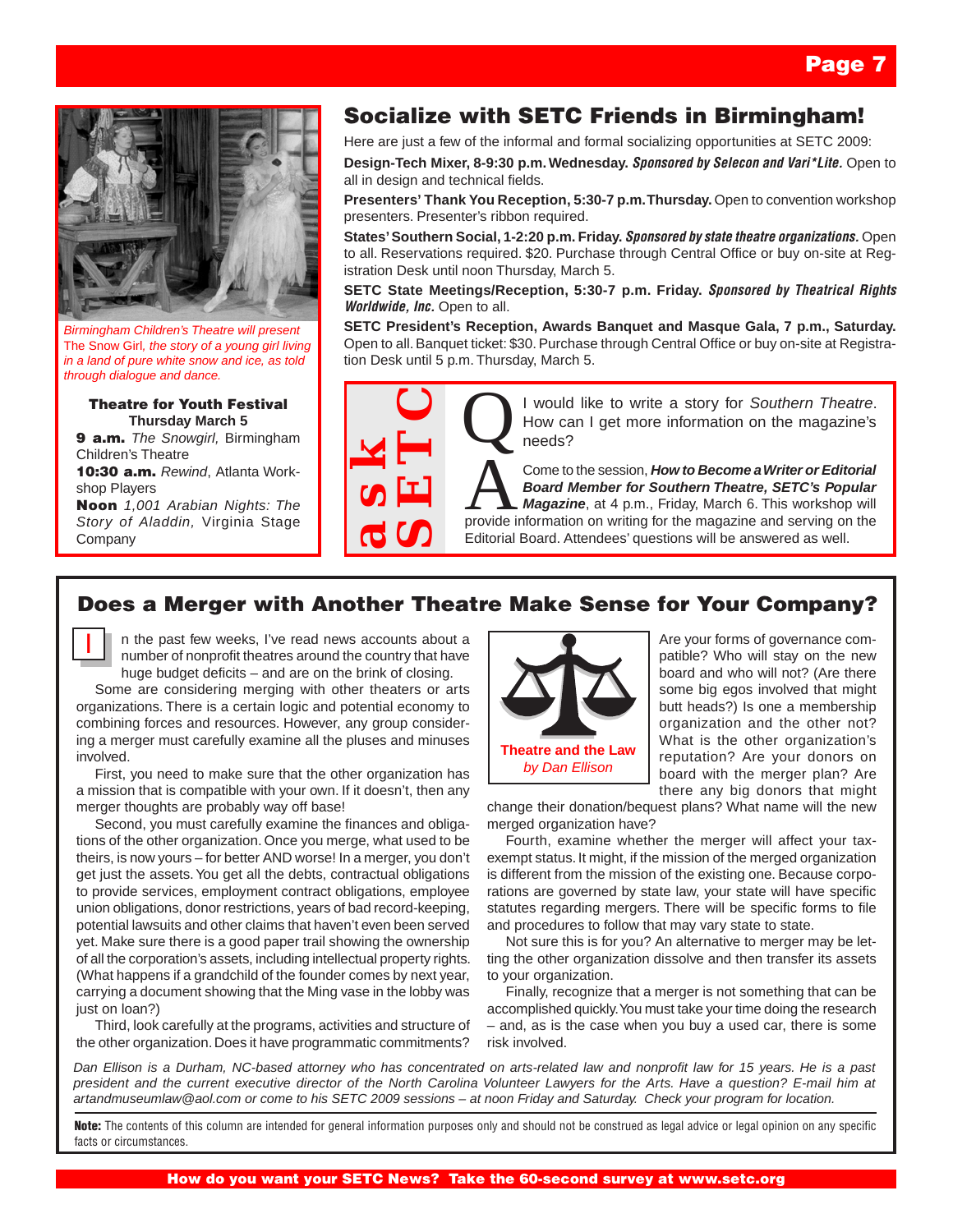*Birmingham Children's Theatre will present* The Snow Girl, *the story of a young girl living in a land of pure white snow and ice, as told through dialogue and dance.*

**Theatre for Youth Festival**
**Thursday March 5**

**9 a.m.** *The Snowgirl,* Birmingham Children's Theatre

**10:30 a.m.** *Rewind*, Atlanta Workshop Players

**Noon** *1,001 Arabian Nights: The Story of Aladdin,* Virginia Stage Company

## Socialize with SETC Friends in Birmingham!

Here are just a few of the informal and formal socializing opportunities at SETC 2009:

**Design-Tech Mixer, 8-9:30 p.m. Wednesday.** ***Sponsored by Selecon and Vari*Lite.*** Open to all in design and technical fields.

**Presenters' Thank You Reception, 5:30-7 p.m. Thursday.** Open to convention workshop presenters. Presenter's ribbon required.

**States' Southern Social, 1-2:20 p.m. Friday.** ***Sponsored by state theatre organizations.*** Open to all. Reservations required. $20. Purchase through Central Office or buy on-site at Registration Desk until noon Thursday, March 5.

**SETC State Meetings/Reception, 5:30-7 p.m. Friday.** ***Sponsored by Theatrical Rights Worldwide, Inc.*** Open to all.

**SETC President's Reception, Awards Banquet and Masque Gala, 7 p.m., Saturday.** Open to all. Banquet ticket: $30. Purchase through Central Office or buy on-site at Registration Desk until 5 p.m. Thursday, March 5.

### ask SETC

**Q:** I would like to write a story for *Southern Theatre*. How can I get more information on the magazine's needs?

**A:** Come to the session, ***How to Become a Writer or Editorial Board Member for Southern Theatre, SETC's Popular Magazine***, at 4 p.m., Friday, March 6. This workshop will provide information on writing for the magazine and serving on the Editorial Board. Attendees' questions will be answered as well.

## Does a Merger with Another Theatre Make Sense for Your Company?

**Theatre and the Law**
*by Dan Ellison*

In the past few weeks, I've read news accounts about a number of nonprofit theatres around the country that have huge budget deficits – and are on the brink of closing.

Some are considering merging with other theaters or arts organizations. There is a certain logic and potential economy to combining forces and resources. However, any group considering a merger must carefully examine all the pluses and minuses involved.

First, you need to make sure that the other organization has a mission that is compatible with your own. If it doesn't, then any merger thoughts are probably way off base!

Second, you must carefully examine the finances and obligations of the other organization. Once you merge, what used to be theirs, is now yours – for better AND worse! In a merger, you don't get just the assets. You get all the debts, contractual obligations to provide services, employment contract obligations, employee union obligations, donor restrictions, years of bad record-keeping, potential lawsuits and other claims that haven't even been served yet. Make sure there is a good paper trail showing the ownership of all the corporation's assets, including intellectual property rights. (What happens if a grandchild of the founder comes by next year, carrying a document showing that the Ming vase in the lobby was just on loan?)

Third, look carefully at the programs, activities and structure of the other organization. Does it have programmatic commitments? Are your forms of governance compatible? Who will stay on the new board and who will not? (Are there some big egos involved that might butt heads?) Is one a membership organization and the other not? What is the other organization's reputation? Are your donors on board with the merger plan? Are there any big donors that might change their donation/bequest plans? What name will the new merged organization have?

Fourth, examine whether the merger will affect your tax-exempt status. It might, if the mission of the merged organization is different from the mission of the existing one. Because corporations are governed by state law, your state will have specific statutes regarding mergers. There will be specific forms to file and procedures to follow that may vary state to state.

Not sure this is for you? An alternative to merger may be letting the other organization dissolve and then transfer its assets to your organization.

Finally, recognize that a merger is not something that can be accomplished quickly. You must take your time doing the research – and, as is the case when you buy a used car, there is some risk involved.

*Dan Ellison is a Durham, NC-based attorney who has concentrated on arts-related law and nonprofit law for 15 years. He is a past president and the current executive director of the North Carolina Volunteer Lawyers for the Arts. Have a question? E-mail him at artandmuseumlaw@aol.com or come to his SETC 2009 sessions – at noon Friday and Saturday. Check your program for location.*

**Note:** The contents of this column are intended for general information purposes only and should not be construed as legal advice or legal opinion on any specific facts or circumstances.

**How do you want your SETC News? Take the 60-second survey at www.setc.org**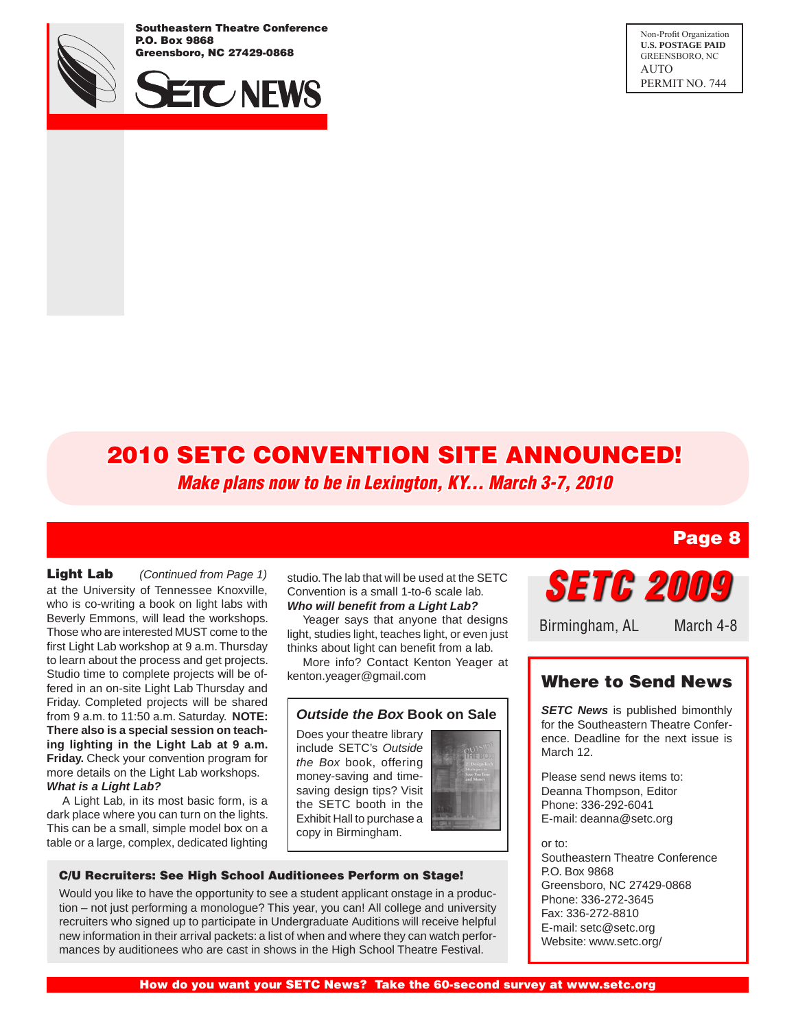Southeastern Theatre Conference
P.O. Box 9868
Greensboro, NC 27429-0868

# SETC NEWS

Non-Profit Organization
U.S. POSTAGE PAID
GREENSBORO, NC
AUTO
PERMIT NO. 744

## 2010 SETC CONVENTION SITE ANNOUNCED!

***Make plans now to be in Lexington, KY... March 3-7, 2010***

### Light Lab *(Continued from Page 1)*

at the University of Tennessee Knoxville, who is co-writing a book on light labs with Beverly Emmons, will lead the workshops. Those who are interested MUST come to the first Light Lab workshop at 9 a.m. Thursday to learn about the process and get projects. Studio time to complete projects will be offered in an on-site Light Lab Thursday and Friday. Completed projects will be shared from 9 a.m. to 11:50 a.m. Saturday. **NOTE: There also is a special session on teaching lighting in the Light Lab at 9 a.m. Friday.** Check your convention program for more details on the Light Lab workshops.

***What is a Light Lab?***

A Light Lab, in its most basic form, is a dark place where you can turn on the lights. This can be a small, simple model box on a table or a large, complex, dedicated lighting studio. The lab that will be used at the SETC Convention is a small 1-to-6 scale lab.

***Who will benefit from a Light Lab?***

Yeager says that anyone that designs light, studies light, teaches light, or even just thinks about light can benefit from a lab.

More info? Contact Kenton Yeager at kenton.yeager@gmail.com

### *Outside the Box* Book on Sale

Does your theatre library include SETC's *Outside the Box* book, offering money-saving and time-saving design tips? Visit the SETC booth in the Exhibit Hall to purchase a copy in Birmingham.

### C/U Recruiters: See High School Auditionees Perform on Stage!

Would you like to have the opportunity to see a student applicant onstage in a production – not just performing a monologue? This year, you can! All college and university recruiters who signed up to participate in Undergraduate Auditions will receive helpful new information in their arrival packets: a list of when and where they can watch performances by auditionees who are cast in shows in the High School Theatre Festival.

## SETC 2009

Birmingham, AL March 4-8

### Where to Send News

***SETC News*** is published bimonthly for the Southeastern Theatre Conference. Deadline for the next issue is March 12.

Please send news items to:
Deanna Thompson, Editor
Phone: 336-292-6041
E-mail: deanna@setc.org

or to:
Southeastern Theatre Conference
P.O. Box 9868
Greensboro, NC 27429-0868
Phone: 336-272-3645
Fax: 336-272-8810
E-mail: setc@setc.org
Website: www.setc.org/

**How do you want your SETC News? Take the 60-second survey at www.setc.org**